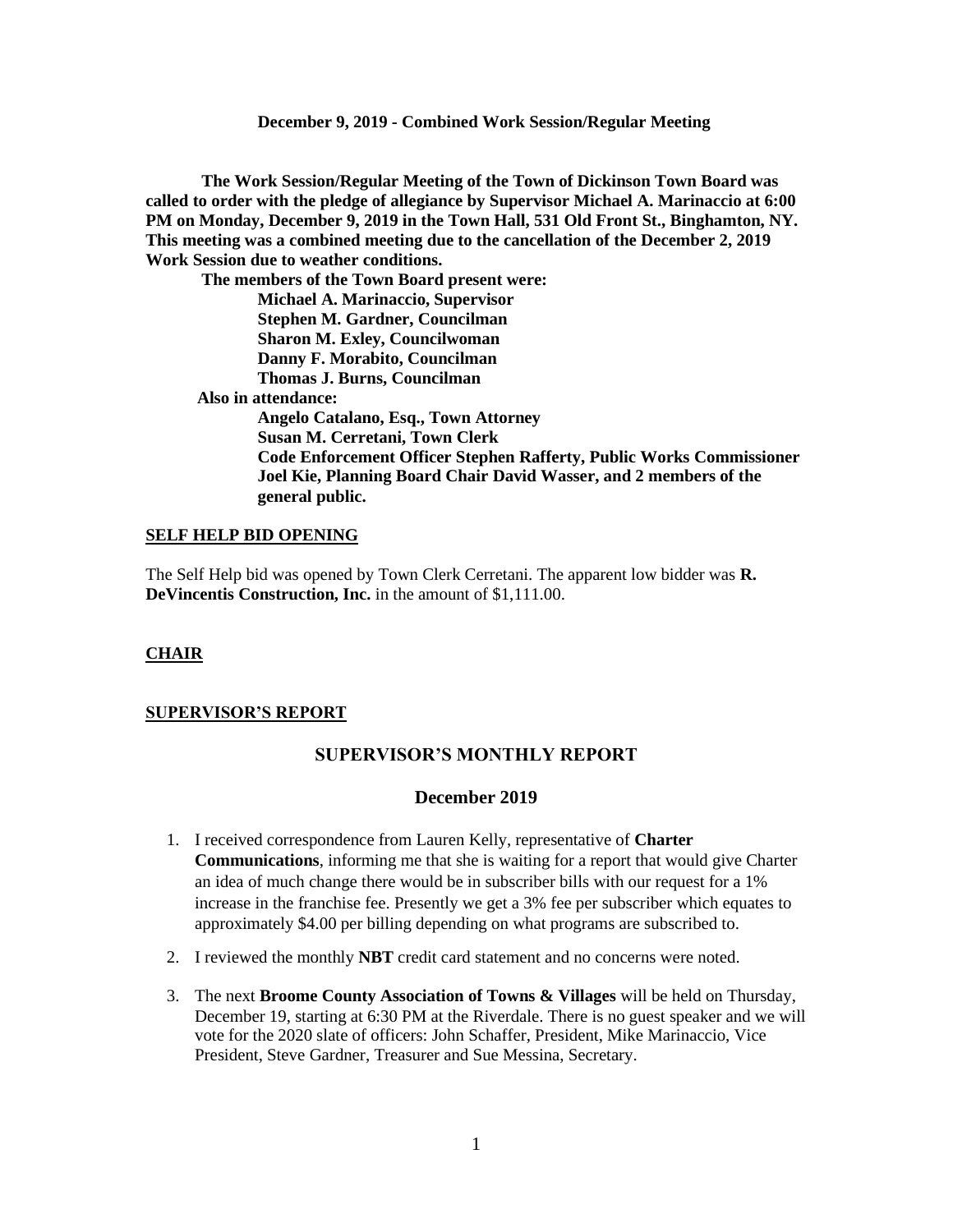**December 9, 2019 - Combined Work Session/Regular Meeting**

**The Work Session/Regular Meeting of the Town of Dickinson Town Board was called to order with the pledge of allegiance by Supervisor Michael A. Marinaccio at 6:00 PM on Monday, December 9, 2019 in the Town Hall, 531 Old Front St., Binghamton, NY. This meeting was a combined meeting due to the cancellation of the December 2, 2019 Work Session due to weather conditions.**

**The members of the Town Board present were:**

**Michael A. Marinaccio, Supervisor**
**Stephen M. Gardner, Councilman**
**Sharon M. Exley, Councilwoman**
**Danny F. Morabito, Councilman**
**Thomas J. Burns, Councilman**

**Also in attendance:**

**Angelo Catalano, Esq., Town Attorney**
**Susan M. Cerretani, Town Clerk**
**Code Enforcement Officer Stephen Rafferty, Public Works Commissioner Joel Kie, Planning Board Chair David Wasser, and 2 members of the general public.**

**SELF HELP BID OPENING**

The Self Help bid was opened by Town Clerk Cerretani. The apparent low bidder was **R. DeVincentis Construction, Inc.** in the amount of $1,111.00.

**CHAIR**

**SUPERVISOR'S REPORT**

## SUPERVISOR'S MONTHLY REPORT

## December 2019

1. I received correspondence from Lauren Kelly, representative of **Charter Communications**, informing me that she is waiting for a report that would give Charter an idea of much change there would be in subscriber bills with our request for a 1% increase in the franchise fee. Presently we get a 3% fee per subscriber which equates to approximately $4.00 per billing depending on what programs are subscribed to.
2. I reviewed the monthly **NBT** credit card statement and no concerns were noted.
3. The next **Broome County Association of Towns & Villages** will be held on Thursday, December 19, starting at 6:30 PM at the Riverdale. There is no guest speaker and we will vote for the 2020 slate of officers: John Schaffer, President, Mike Marinaccio, Vice President, Steve Gardner, Treasurer and Sue Messina, Secretary.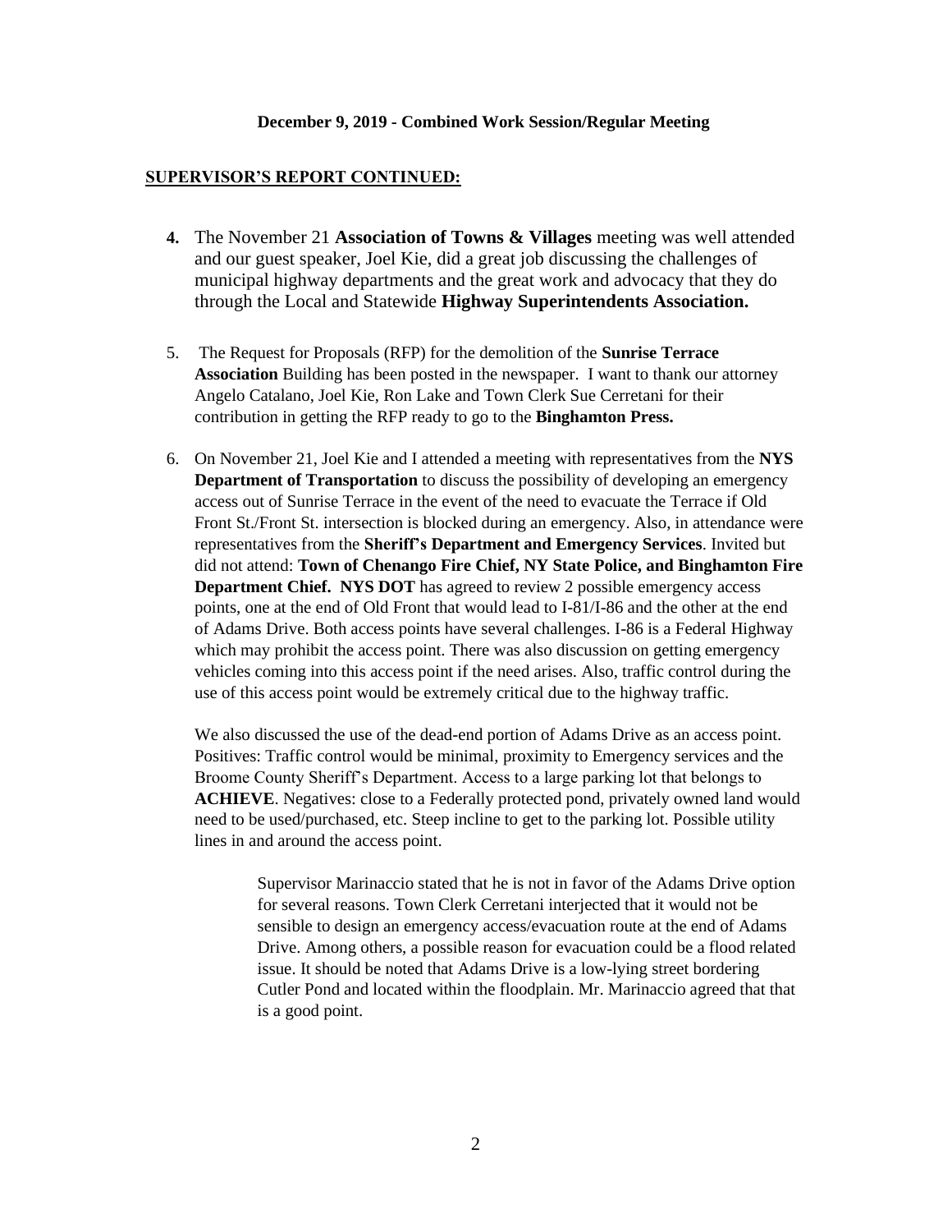**December 9, 2019 - Combined Work Session/Regular Meeting**

**SUPERVISOR'S REPORT CONTINUED:**

4. The November 21 **Association of Towns & Villages** meeting was well attended and our guest speaker, Joel Kie, did a great job discussing the challenges of municipal highway departments and the great work and advocacy that they do through the Local and Statewide **Highway Superintendents Association.**

5. The Request for Proposals (RFP) for the demolition of the **Sunrise Terrace Association** Building has been posted in the newspaper. I want to thank our attorney Angelo Catalano, Joel Kie, Ron Lake and Town Clerk Sue Cerretani for their contribution in getting the RFP ready to go to the **Binghamton Press.**

6. On November 21, Joel Kie and I attended a meeting with representatives from the **NYS Department of Transportation** to discuss the possibility of developing an emergency access out of Sunrise Terrace in the event of the need to evacuate the Terrace if Old Front St./Front St. intersection is blocked during an emergency. Also, in attendance were representatives from the **Sheriff's Department and Emergency Services**. Invited but did not attend: **Town of Chenango Fire Chief, NY State Police, and Binghamton Fire Department Chief. NYS DOT** has agreed to review 2 possible emergency access points, one at the end of Old Front that would lead to I-81/I-86 and the other at the end of Adams Drive. Both access points have several challenges. I-86 is a Federal Highway which may prohibit the access point. There was also discussion on getting emergency vehicles coming into this access point if the need arises. Also, traffic control during the use of this access point would be extremely critical due to the highway traffic.

   We also discussed the use of the dead-end portion of Adams Drive as an access point. Positives: Traffic control would be minimal, proximity to Emergency services and the Broome County Sheriff's Department. Access to a large parking lot that belongs to **ACHIEVE**. Negatives: close to a Federally protected pond, privately owned land would need to be used/purchased, etc. Steep incline to get to the parking lot. Possible utility lines in and around the access point.

   > Supervisor Marinaccio stated that he is not in favor of the Adams Drive option for several reasons. Town Clerk Cerretani interjected that it would not be sensible to design an emergency access/evacuation route at the end of Adams Drive. Among others, a possible reason for evacuation could be a flood related issue. It should be noted that Adams Drive is a low-lying street bordering Cutler Pond and located within the floodplain. Mr. Marinaccio agreed that that is a good point.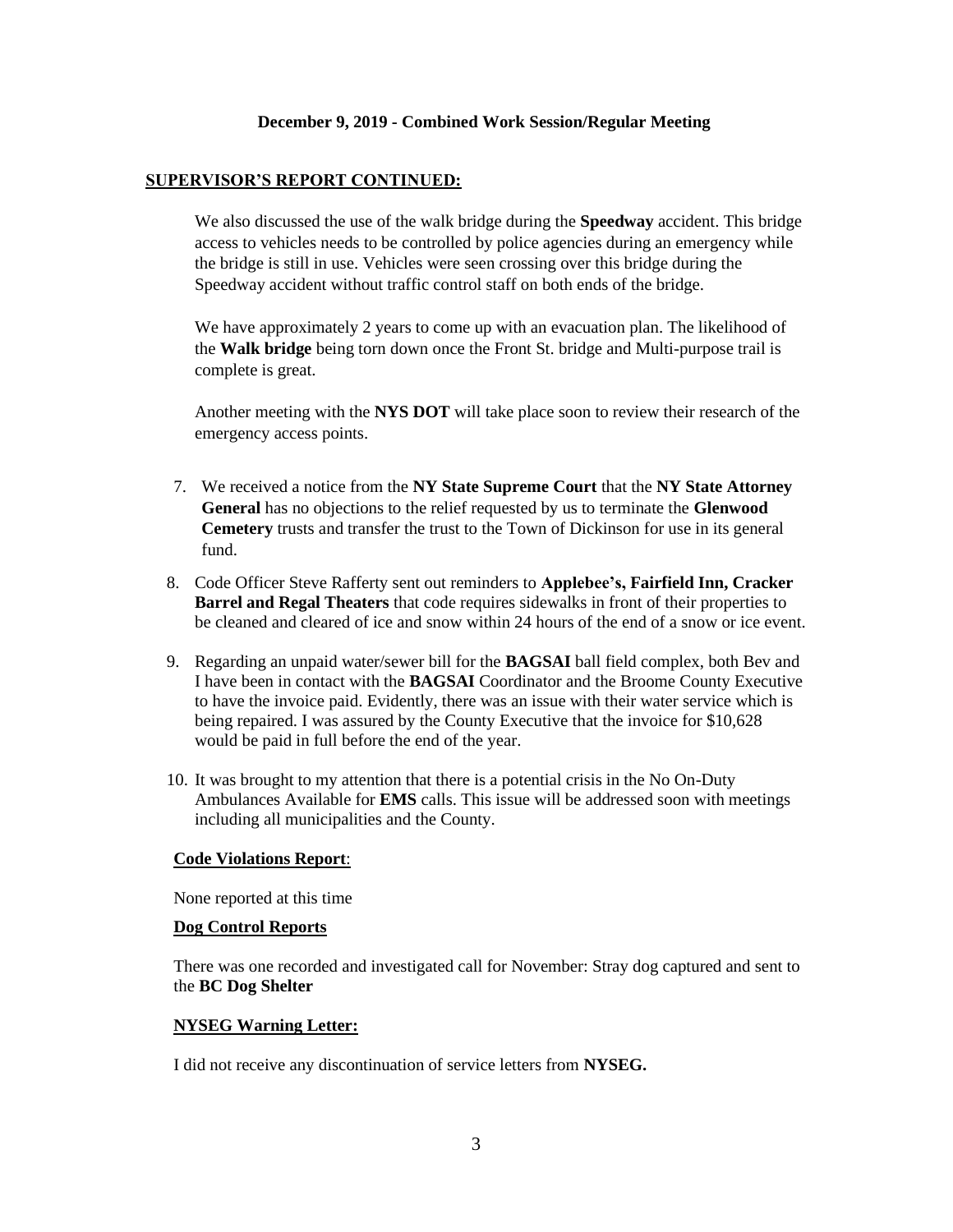**December 9, 2019 - Combined Work Session/Regular Meeting**

**SUPERVISOR'S REPORT CONTINUED:**

We also discussed the use of the walk bridge during the **Speedway** accident. This bridge access to vehicles needs to be controlled by police agencies during an emergency while the bridge is still in use. Vehicles were seen crossing over this bridge during the Speedway accident without traffic control staff on both ends of the bridge.

We have approximately 2 years to come up with an evacuation plan. The likelihood of the **Walk bridge** being torn down once the Front St. bridge and Multi-purpose trail is complete is great.

Another meeting with the **NYS DOT** will take place soon to review their research of the emergency access points.

7. We received a notice from the **NY State Supreme Court** that the **NY State Attorney General** has no objections to the relief requested by us to terminate the **Glenwood Cemetery** trusts and transfer the trust to the Town of Dickinson for use in its general fund.
8. Code Officer Steve Rafferty sent out reminders to **Applebee's, Fairfield Inn, Cracker Barrel and Regal Theaters** that code requires sidewalks in front of their properties to be cleaned and cleared of ice and snow within 24 hours of the end of a snow or ice event.
9. Regarding an unpaid water/sewer bill for the **BAGSAI** ball field complex, both Bev and I have been in contact with the **BAGSAI** Coordinator and the Broome County Executive to have the invoice paid. Evidently, there was an issue with their water service which is being repaired. I was assured by the County Executive that the invoice for $10,628 would be paid in full before the end of the year.
10. It was brought to my attention that there is a potential crisis in the No On-Duty Ambulances Available for **EMS** calls. This issue will be addressed soon with meetings including all municipalities and the County.

**Code Violations Report**:

None reported at this time

**Dog Control Reports**

There was one recorded and investigated call for November: Stray dog captured and sent to the **BC Dog Shelter**

**NYSEG Warning Letter:**

I did not receive any discontinuation of service letters from **NYSEG.**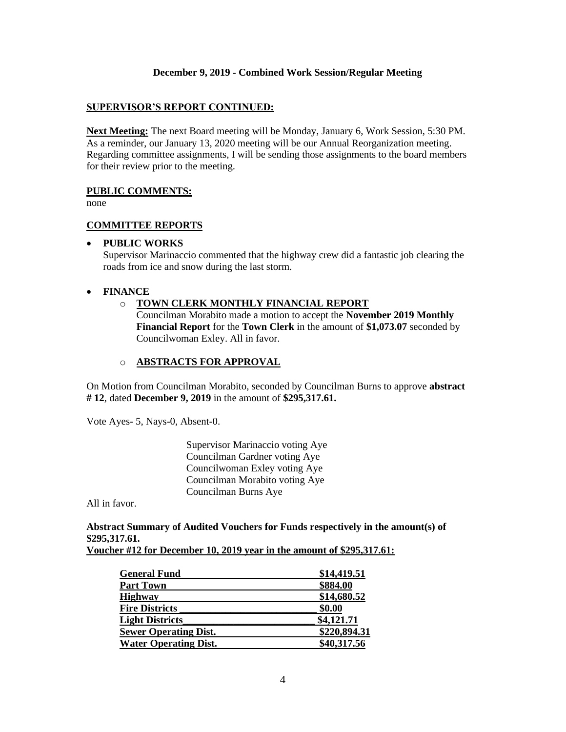**December 9, 2019 - Combined Work Session/Regular Meeting**

**SUPERVISOR'S REPORT CONTINUED:**

**Next Meeting:** The next Board meeting will be Monday, January 6, Work Session, 5:30 PM. As a reminder, our January 13, 2020 meeting will be our Annual Reorganization meeting. Regarding committee assignments, I will be sending those assignments to the board members for their review prior to the meeting.

**PUBLIC COMMENTS:**

none

**COMMITTEE REPORTS**

- **PUBLIC WORKS**
  Supervisor Marinaccio commented that the highway crew did a fantastic job clearing the roads from ice and snow during the last storm.

- **FINANCE**
  - **TOWN CLERK MONTHLY FINANCIAL REPORT**
    Councilman Morabito made a motion to accept the **November 2019 Monthly Financial Report** for the **Town Clerk** in the amount of **$1,073.07** seconded by Councilwoman Exley. All in favor.

  - **ABSTRACTS FOR APPROVAL**

On Motion from Councilman Morabito, seconded by Councilman Burns to approve **abstract # 12**, dated **December 9, 2019** in the amount of **$295,317.61.**

Vote Ayes- 5, Nays-0, Absent-0.

Supervisor Marinaccio voting Aye
Councilman Gardner voting Aye
Councilwoman Exley voting Aye
Councilman Morabito voting Aye
Councilman Burns Aye

All in favor.

**Abstract Summary of Audited Vouchers for Funds respectively in the amount(s) of $295,317.61.**

**Voucher #12 for December 10, 2019 year in the amount of $295,317.61:**

| Fund | Amount |
|---|---|
| **General Fund** | **$14,419.51** |
| **Part Town** | **$884.00** |
| **Highway** | **$14,680.52** |
| **Fire Districts** | **$0.00** |
| **Light Districts** | **$4,121.71** |
| **Sewer Operating Dist.** | **$220,894.31** |
| **Water Operating Dist.** | **$40,317.56** |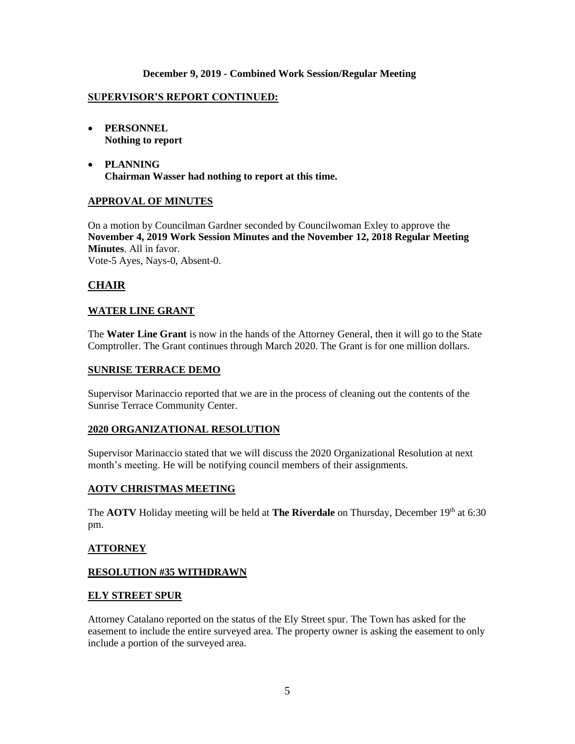**December 9, 2019 - Combined Work Session/Regular Meeting**

**SUPERVISOR'S REPORT CONTINUED:**

- **PERSONNEL**
  **Nothing to report**

- **PLANNING**
  **Chairman Wasser had nothing to report at this time.**

**APPROVAL OF MINUTES**

On a motion by Councilman Gardner seconded by Councilwoman Exley to approve the **November 4, 2019 Work Session Minutes and the November 12, 2018 Regular Meeting Minutes**. All in favor.
Vote-5 Ayes, Nays-0, Absent-0.

## CHAIR

**WATER LINE GRANT**

The **Water Line Grant** is now in the hands of the Attorney General, then it will go to the State Comptroller. The Grant continues through March 2020. The Grant is for one million dollars.

**SUNRISE TERRACE DEMO**

Supervisor Marinaccio reported that we are in the process of cleaning out the contents of the Sunrise Terrace Community Center.

**2020 ORGANIZATIONAL RESOLUTION**

Supervisor Marinaccio stated that we will discuss the 2020 Organizational Resolution at next month's meeting. He will be notifying council members of their assignments.

**AOTV CHRISTMAS MEETING**

The **AOTV** Holiday meeting will be held at **The Riverdale** on Thursday, December 19th at 6:30 pm.

**ATTORNEY**

**RESOLUTION #35 WITHDRAWN**

**ELY STREET SPUR**

Attorney Catalano reported on the status of the Ely Street spur. The Town has asked for the easement to include the entire surveyed area. The property owner is asking the easement to only include a portion of the surveyed area.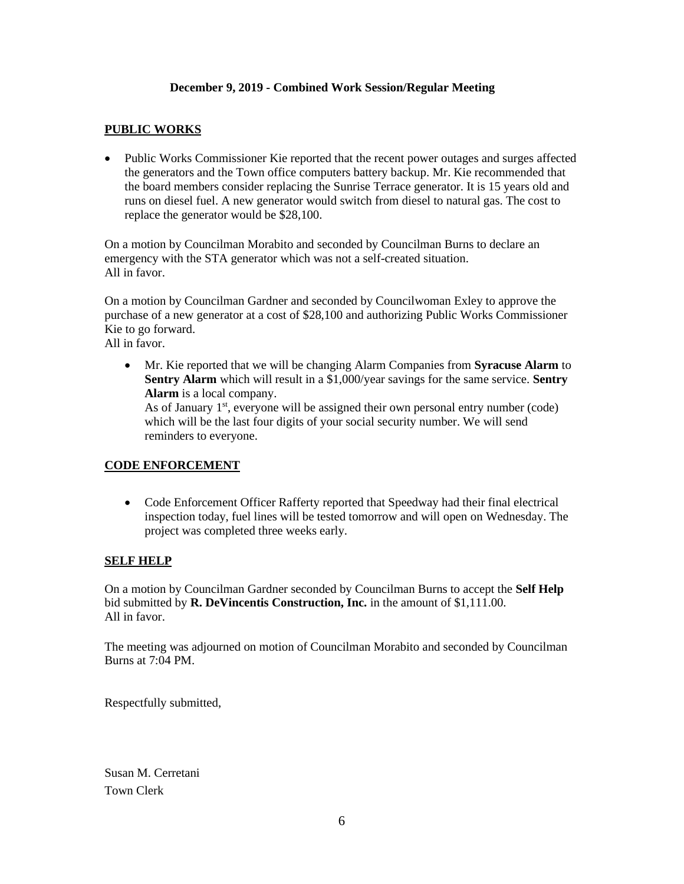**December 9, 2019 - Combined Work Session/Regular Meeting**

**PUBLIC WORKS**

- Public Works Commissioner Kie reported that the recent power outages and surges affected the generators and the Town office computers battery backup. Mr. Kie recommended that the board members consider replacing the Sunrise Terrace generator. It is 15 years old and runs on diesel fuel. A new generator would switch from diesel to natural gas. The cost to replace the generator would be $28,100.

On a motion by Councilman Morabito and seconded by Councilman Burns to declare an emergency with the STA generator which was not a self-created situation.
All in favor.

On a motion by Councilman Gardner and seconded by Councilwoman Exley to approve the purchase of a new generator at a cost of $28,100 and authorizing Public Works Commissioner Kie to go forward.
All in favor.

- Mr. Kie reported that we will be changing Alarm Companies from **Syracuse Alarm** to **Sentry Alarm** which will result in a $1,000/year savings for the same service. **Sentry Alarm** is a local company.
  As of January 1st, everyone will be assigned their own personal entry number (code) which will be the last four digits of your social security number. We will send reminders to everyone.

**CODE ENFORCEMENT**

- Code Enforcement Officer Rafferty reported that Speedway had their final electrical inspection today, fuel lines will be tested tomorrow and will open on Wednesday. The project was completed three weeks early.

**SELF HELP**

On a motion by Councilman Gardner seconded by Councilman Burns to accept the **Self Help** bid submitted by **R. DeVincentis Construction, Inc.** in the amount of $1,111.00.
All in favor.

The meeting was adjourned on motion of Councilman Morabito and seconded by Councilman Burns at 7:04 PM.

Respectfully submitted,

Susan M. Cerretani
Town Clerk